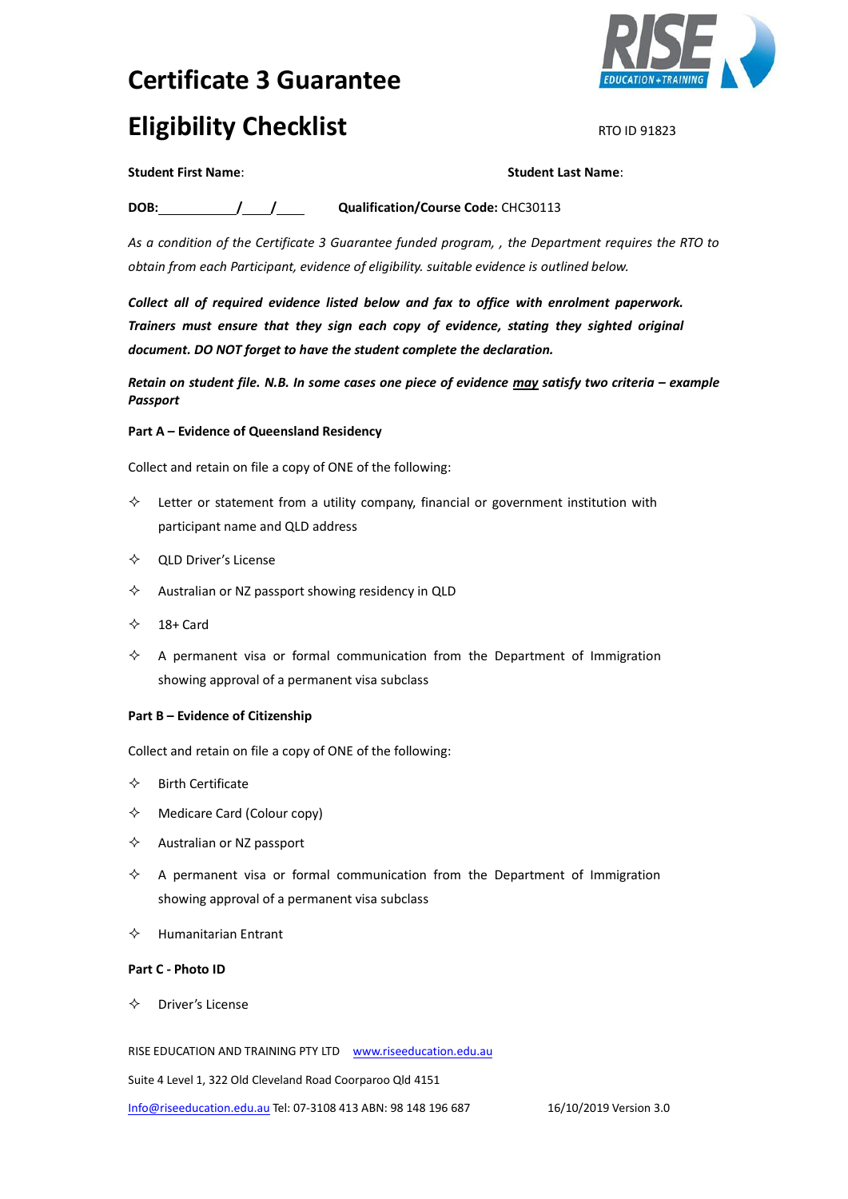# Certificate 3 Guarantee Eligibility Checklist

RTO ID 91823

**Student First Name**: **Student Last Name**:

**DOB:**\_\_\_\_\_\_\_\_\_\_**/**\_\_\_\_**/**\_\_\_\_ **Qualification/Course Code:** CHC30113

*As a condition of the Certificate 3 Guarantee funded program, , the Department requires the RTO to obtain from each Participant, evidence of eligibility. suitable evidence is outlined below.*

***Collect all of required evidence listed below and fax to office with enrolment paperwork. Trainers must ensure that they sign each copy of evidence, stating they sighted original document. DO NOT forget to have the student complete the declaration.***

***Retain on student file. N.B. In some cases one piece of evidence <u>may</u> satisfy two criteria – example Passport***

**Part A – Evidence of Queensland Residency**

Collect and retain on file a copy of ONE of the following:

- ✧ Letter or statement from a utility company, financial or government institution with participant name and QLD address
- ✧ QLD Driver's License
- ✧ Australian or NZ passport showing residency in QLD
- ✧ 18+ Card
- ✧ A permanent visa or formal communication from the Department of Immigration showing approval of a permanent visa subclass

**Part B – Evidence of Citizenship**

Collect and retain on file a copy of ONE of the following:

- ✧ Birth Certificate
- ✧ Medicare Card (Colour copy)
- ✧ Australian or NZ passport
- ✧ A permanent visa or formal communication from the Department of Immigration showing approval of a permanent visa subclass
- ✧ Humanitarian Entrant

**Part C - Photo ID**

- ✧ Driver's License

RISE EDUCATION AND TRAINING PTY LTD www.riseeducation.edu.au

Suite 4 Level 1, 322 Old Cleveland Road Coorparoo Qld 4151

Info@riseeducation.edu.au Tel: 07-3108 413 ABN: 98 148 196 687 16/10/2019 Version 3.0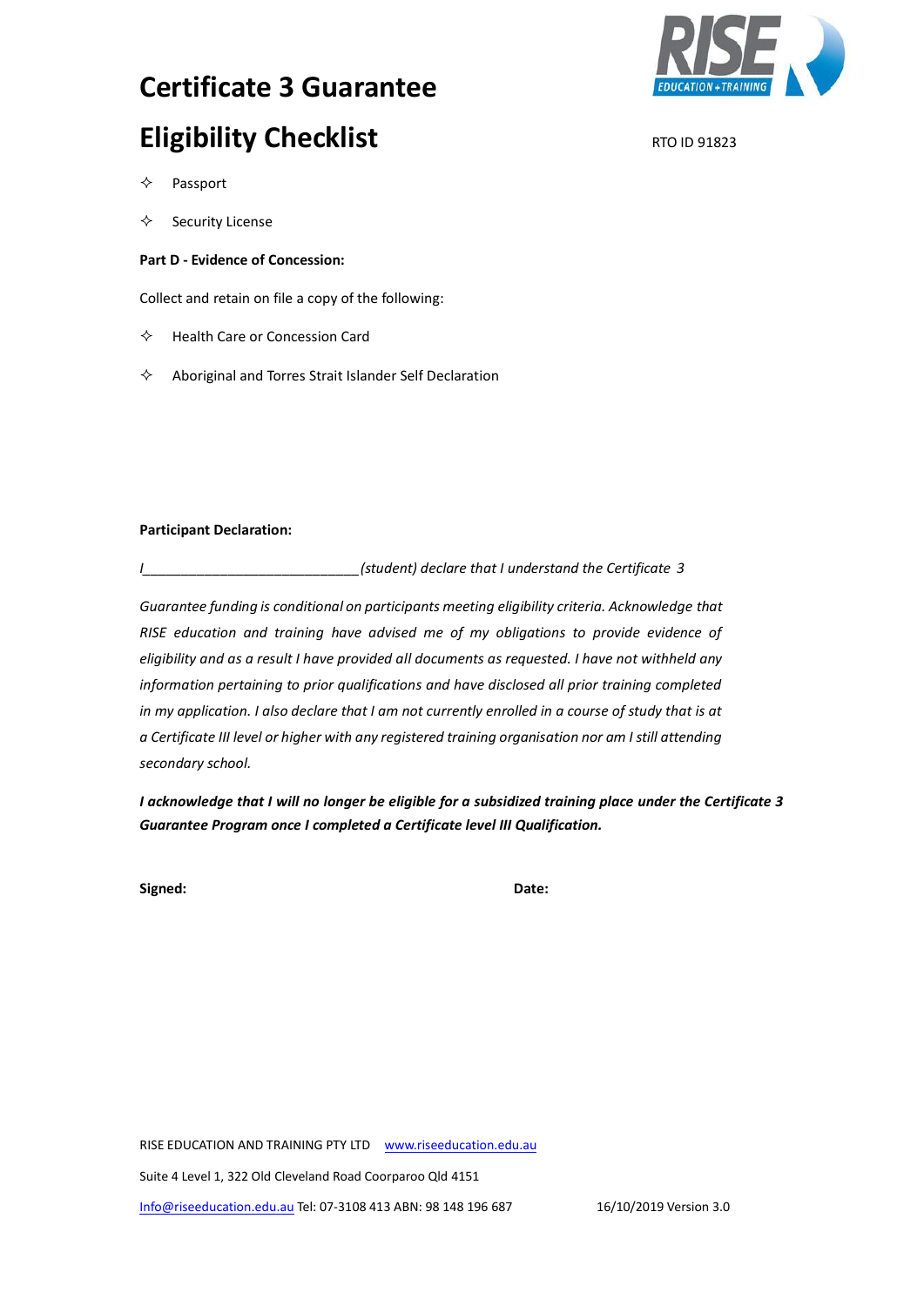# Certificate 3 Guarantee Eligibility Checklist

RTO ID 91823

- ✧ Passport
- ✧ Security License

**Part D - Evidence of Concession:**

Collect and retain on file a copy of the following:

- ✧ Health Care or Concession Card
- ✧ Aboriginal and Torres Strait Islander Self Declaration

**Participant Declaration:**

*I____________________________(student) declare that I understand the Certificate 3 Guarantee funding is conditional on participants meeting eligibility criteria. Acknowledge that RISE education and training have advised me of my obligations to provide evidence of eligibility and as a result I have provided all documents as requested. I have not withheld any information pertaining to prior qualifications and have disclosed all prior training completed in my application. I also declare that I am not currently enrolled in a course of study that is at a Certificate III level or higher with any registered training organisation nor am I still attending secondary school.*

***I acknowledge that I will no longer be eligible for a subsidized training place under the Certificate 3 Guarantee Program once I completed a Certificate level III Qualification.***

**Signed:** **Date:**

RISE EDUCATION AND TRAINING PTY LTD www.riseeducation.edu.au

Suite 4 Level 1, 322 Old Cleveland Road Coorparoo Qld 4151

Info@riseeducation.edu.au Tel: 07-3108 413 ABN: 98 148 196 687 16/10/2019 Version 3.0